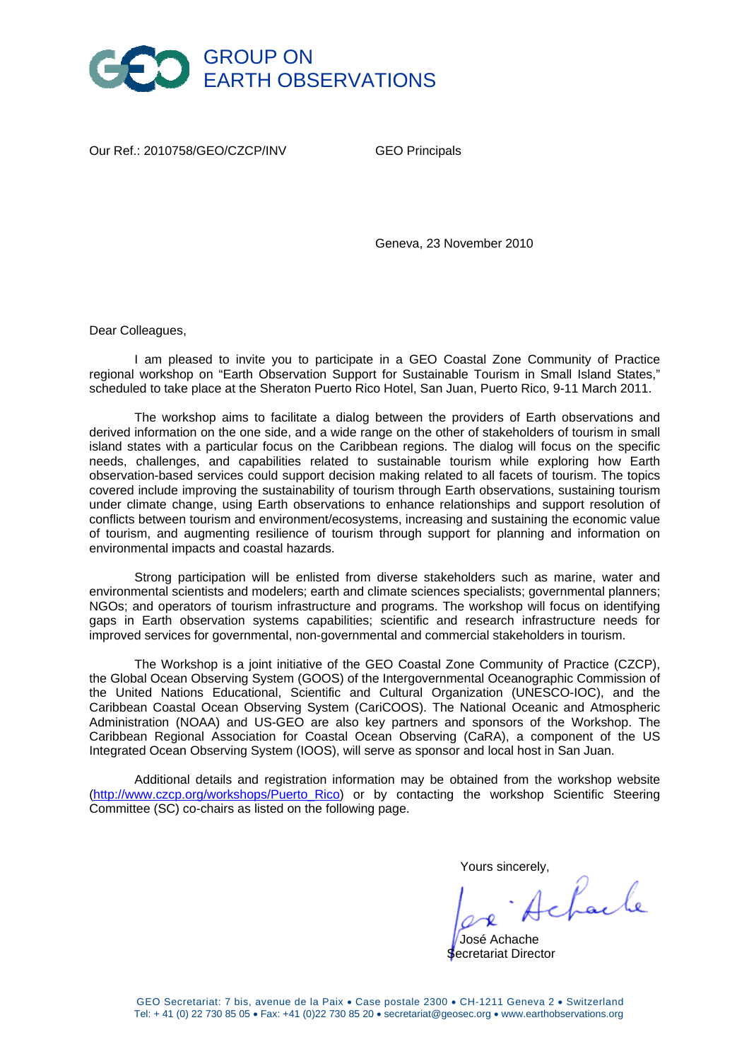# GROUP ON EARTH OBSERVATIONS

Our Ref.: 2010758/GEO/CZCP/INV

GEO Principals

Geneva, 23 November 2010

Dear Colleagues,

I am pleased to invite you to participate in a GEO Coastal Zone Community of Practice regional workshop on "Earth Observation Support for Sustainable Tourism in Small Island States," scheduled to take place at the Sheraton Puerto Rico Hotel, San Juan, Puerto Rico, 9-11 March 2011.

The workshop aims to facilitate a dialog between the providers of Earth observations and derived information on the one side, and a wide range on the other of stakeholders of tourism in small island states with a particular focus on the Caribbean regions. The dialog will focus on the specific needs, challenges, and capabilities related to sustainable tourism while exploring how Earth observation-based services could support decision making related to all facets of tourism. The topics covered include improving the sustainability of tourism through Earth observations, sustaining tourism under climate change, using Earth observations to enhance relationships and support resolution of conflicts between tourism and environment/ecosystems, increasing and sustaining the economic value of tourism, and augmenting resilience of tourism through support for planning and information on environmental impacts and coastal hazards.

Strong participation will be enlisted from diverse stakeholders such as marine, water and environmental scientists and modelers; earth and climate sciences specialists; governmental planners; NGOs; and operators of tourism infrastructure and programs. The workshop will focus on identifying gaps in Earth observation systems capabilities; scientific and research infrastructure needs for improved services for governmental, non-governmental and commercial stakeholders in tourism.

The Workshop is a joint initiative of the GEO Coastal Zone Community of Practice (CZCP), the Global Ocean Observing System (GOOS) of the Intergovernmental Oceanographic Commission of the United Nations Educational, Scientific and Cultural Organization (UNESCO-IOC), and the Caribbean Coastal Ocean Observing System (CariCOOS). The National Oceanic and Atmospheric Administration (NOAA) and US-GEO are also key partners and sponsors of the Workshop. The Caribbean Regional Association for Coastal Ocean Observing (CaRA), a component of the US Integrated Ocean Observing System (IOOS), will serve as sponsor and local host in San Juan.

Additional details and registration information may be obtained from the workshop website ([http://www.czcp.org/workshops/Puerto_Rico](http://www.czcp.org/workshops/Puerto_Rico)) or by contacting the workshop Scientific Steering Committee (SC) co-chairs as listed on the following page.

Yours sincerely,

José Achache
Secretariat Director

GEO Secretariat: 7 bis, avenue de la Paix • Case postale 2300 • CH-1211 Geneva 2 • Switzerland
Tel: + 41 (0) 22 730 85 05 • Fax: +41 (0)22 730 85 20 • secretariat@geosec.org • www.earthobservations.org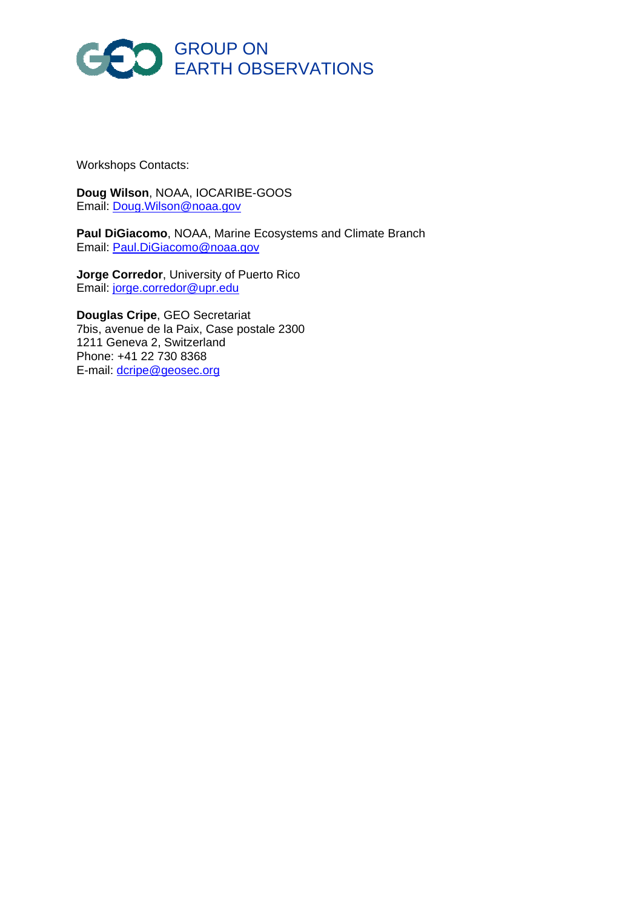GROUP ON
EARTH OBSERVATIONS

Workshops Contacts:

**Doug Wilson**, NOAA, IOCARIBE-GOOS
Email: Doug.Wilson@noaa.gov

**Paul DiGiacomo**, NOAA, Marine Ecosystems and Climate Branch
Email: Paul.DiGiacomo@noaa.gov

**Jorge Corredor**, University of Puerto Rico
Email: jorge.corredor@upr.edu

**Douglas Cripe**, GEO Secretariat
7bis, avenue de la Paix, Case postale 2300
1211 Geneva 2, Switzerland
Phone: +41 22 730 8368
E-mail: dcripe@geosec.org